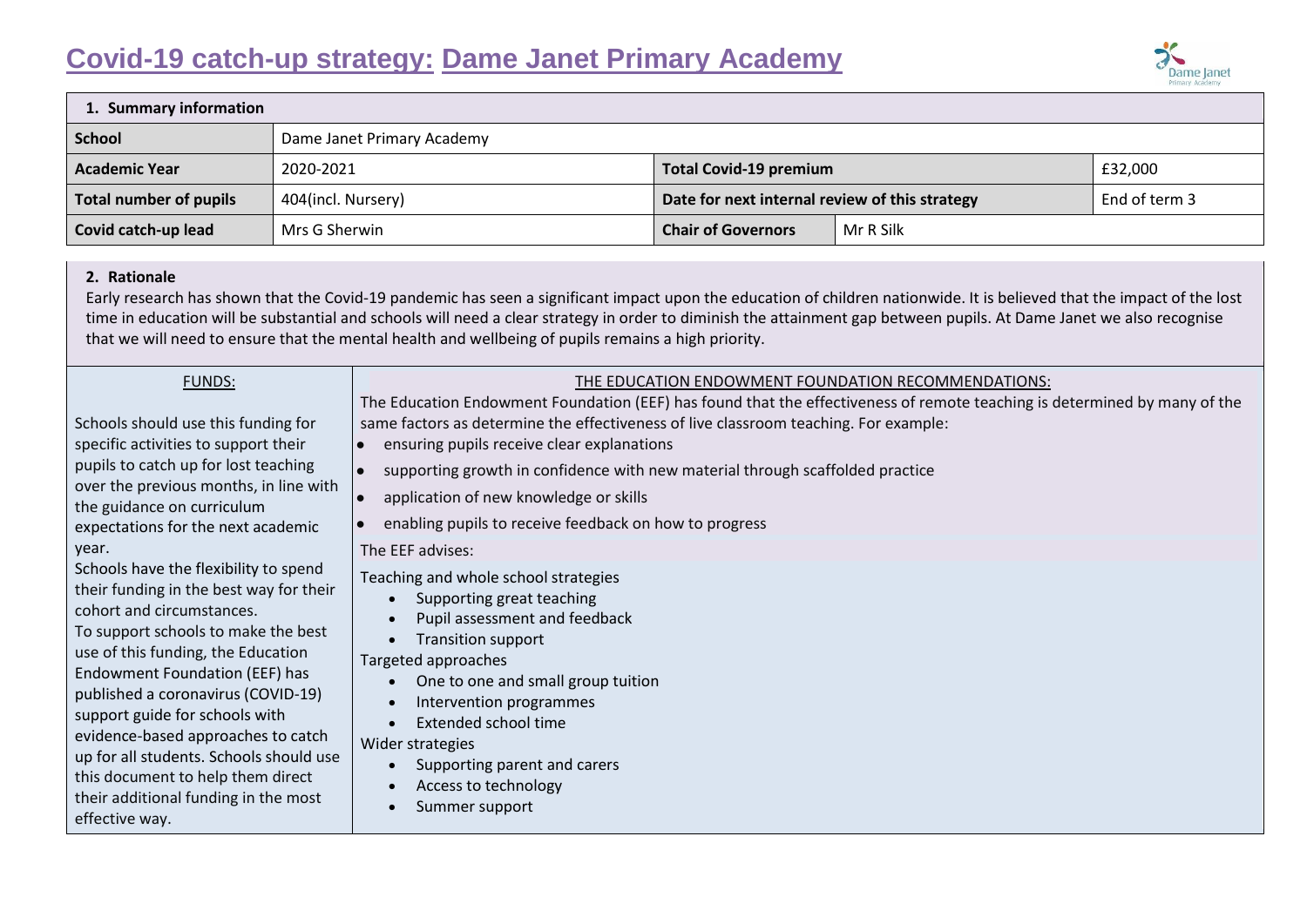# Covid-19 catch-up strategy: Dame Janet Primary Academy

| 1. Summary information | | | | |
|---|---|---|---|---|
| **School** | Dame Janet Primary Academy | | | |
| **Academic Year** | 2020-2021 | **Total Covid-19 premium** | | £32,000 |
| **Total number of pupils** | 404(incl. Nursery) | **Date for next internal review of this strategy** | | End of term 3 |
| **Covid catch-up lead** | Mrs G Sherwin | **Chair of Governors** | Mr R Silk | |

## 2. Rationale

Early research has shown that the Covid-19 pandemic has seen a significant impact upon the education of children nationwide. It is believed that the impact of the lost time in education will be substantial and schools will need a clear strategy in order to diminish the attainment gap between pupils. At Dame Janet we also recognise that we will need to ensure that the mental health and wellbeing of pupils remains a high priority.

| FUNDS: | THE EDUCATION ENDOWMENT FOUNDATION RECOMMENDATIONS: |
|---|---|
| Schools should use this funding for specific activities to support their pupils to catch up for lost teaching over the previous months, in line with the guidance on curriculum expectations for the next academic year.<br>Schools have the flexibility to spend their funding in the best way for their cohort and circumstances.<br>To support schools to make the best use of this funding, the Education Endowment Foundation (EEF) has published a coronavirus (COVID-19) support guide for schools with evidence-based approaches to catch up for all students. Schools should use this document to help them direct their additional funding in the most effective way. | The Education Endowment Foundation (EEF) has found that the effectiveness of remote teaching is determined by many of the same factors as determine the effectiveness of live classroom teaching. For example:<br>• ensuring pupils receive clear explanations<br>• supporting growth in confidence with new material through scaffolded practice<br>• application of new knowledge or skills<br>• enabling pupils to receive feedback on how to progress<br>The EEF advises:<br>Teaching and whole school strategies<br>• Supporting great teaching<br>• Pupil assessment and feedback<br>• Transition support<br>Targeted approaches<br>• One to one and small group tuition<br>• Intervention programmes<br>• Extended school time<br>Wider strategies<br>• Supporting parent and carers<br>• Access to technology<br>• Summer support |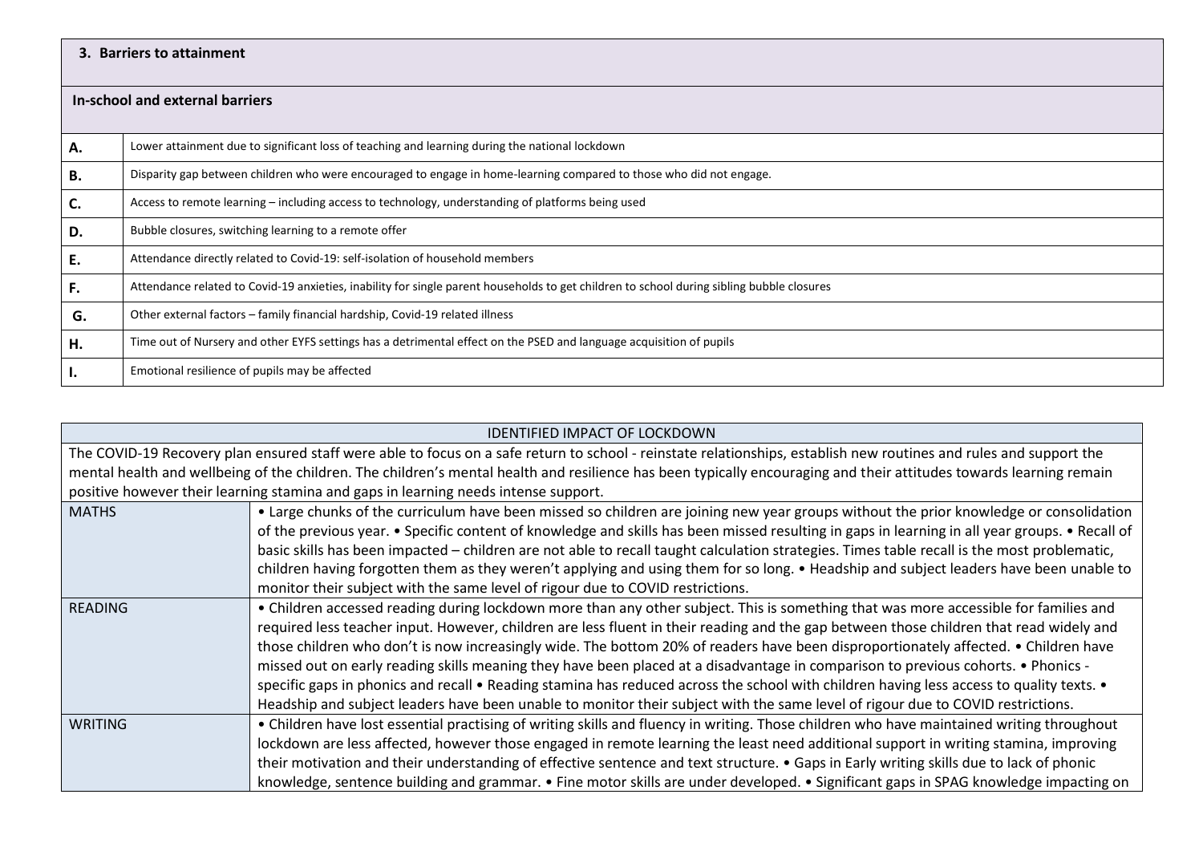## 3. Barriers to attainment

### In-school and external barriers

| | |
|---|---|
| **A.** | Lower attainment due to significant loss of teaching and learning during the national lockdown |
| **B.** | Disparity gap between children who were encouraged to engage in home-learning compared to those who did not engage. |
| **C.** | Access to remote learning – including access to technology, understanding of platforms being used |
| **D.** | Bubble closures, switching learning to a remote offer |
| **E.** | Attendance directly related to Covid-19: self-isolation of household members |
| **F.** | Attendance related to Covid-19 anxieties, inability for single parent households to get children to school during sibling bubble closures |
| **G.** | Other external factors – family financial hardship, Covid-19 related illness |
| **H.** | Time out of Nursery and other EYFS settings has a detrimental effect on the PSED and language acquisition of pupils |
| **I.** | Emotional resilience of pupils may be affected |

| IDENTIFIED IMPACT OF LOCKDOWN | |
|---|---|
| The COVID-19 Recovery plan ensured staff were able to focus on a safe return to school - reinstate relationships, establish new routines and rules and support the mental health and wellbeing of the children. The children's mental health and resilience has been typically encouraging and their attitudes towards learning remain positive however their learning stamina and gaps in learning needs intense support. | |
| MATHS | • Large chunks of the curriculum have been missed so children are joining new year groups without the prior knowledge or consolidation of the previous year. • Specific content of knowledge and skills has been missed resulting in gaps in learning in all year groups. • Recall of basic skills has been impacted – children are not able to recall taught calculation strategies. Times table recall is the most problematic, children having forgotten them as they weren't applying and using them for so long. • Headship and subject leaders have been unable to monitor their subject with the same level of rigour due to COVID restrictions. |
| READING | • Children accessed reading during lockdown more than any other subject. This is something that was more accessible for families and required less teacher input. However, children are less fluent in their reading and the gap between those children that read widely and those children who don't is now increasingly wide. The bottom 20% of readers have been disproportionately affected. • Children have missed out on early reading skills meaning they have been placed at a disadvantage in comparison to previous cohorts. • Phonics - specific gaps in phonics and recall • Reading stamina has reduced across the school with children having less access to quality texts. • Headship and subject leaders have been unable to monitor their subject with the same level of rigour due to COVID restrictions. |
| WRITING | • Children have lost essential practising of writing skills and fluency in writing. Those children who have maintained writing throughout lockdown are less affected, however those engaged in remote learning the least need additional support in writing stamina, improving their motivation and their understanding of effective sentence and text structure. • Gaps in Early writing skills due to lack of phonic knowledge, sentence building and grammar. • Fine motor skills are under developed. • Significant gaps in SPAG knowledge impacting on |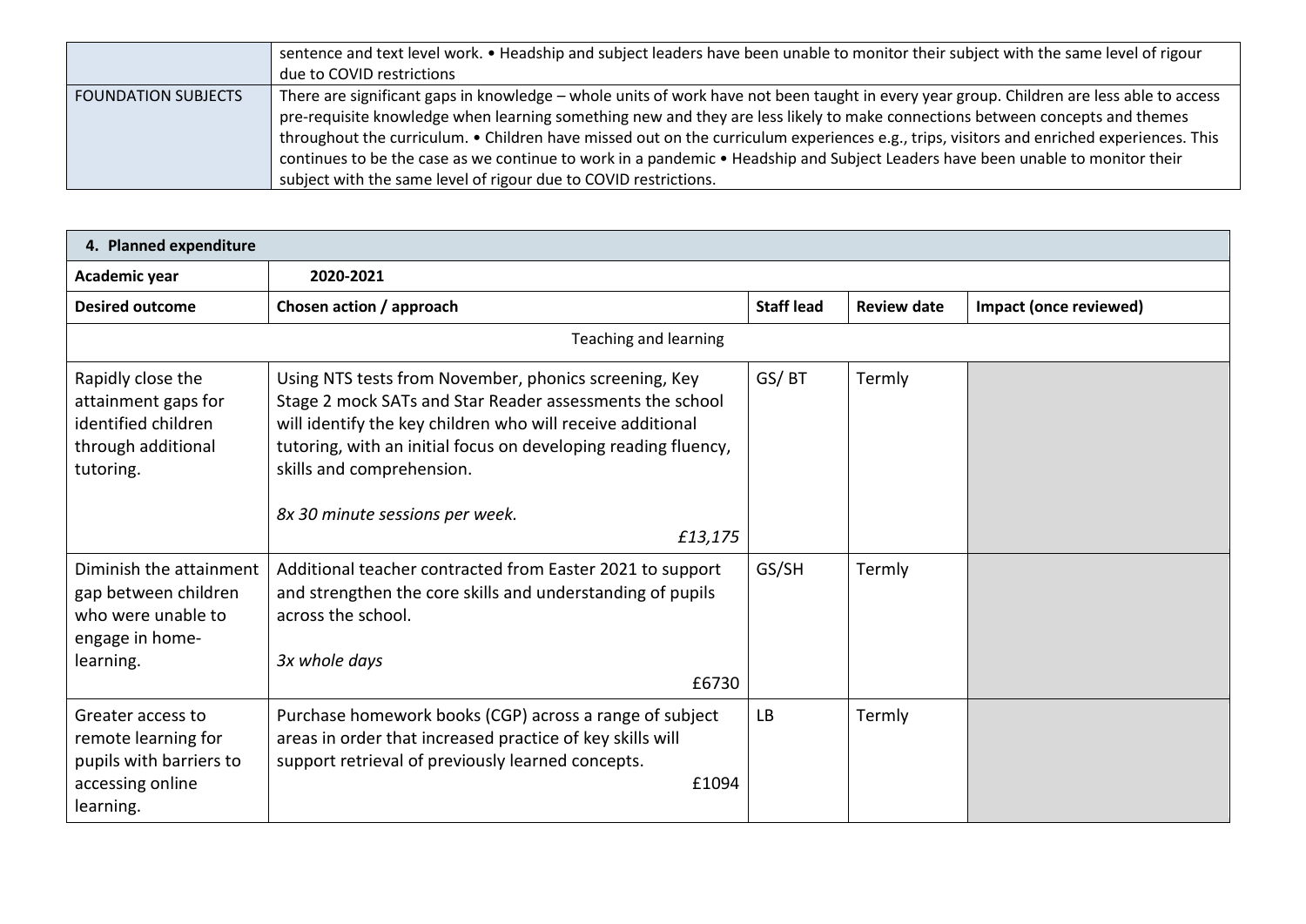|  |  |
| --- | --- |
|  | sentence and text level work. • Headship and subject leaders have been unable to monitor their subject with the same level of rigour due to COVID restrictions |
| FOUNDATION SUBJECTS | There are significant gaps in knowledge – whole units of work have not been taught in every year group. Children are less able to access pre-requisite knowledge when learning something new and they are less likely to make connections between concepts and themes throughout the curriculum. • Children have missed out on the curriculum experiences e.g., trips, visitors and enriched experiences. This continues to be the case as we continue to work in a pandemic • Headship and Subject Leaders have been unable to monitor their subject with the same level of rigour due to COVID restrictions. |

| **4. Planned expenditure** | | | | |
| --- | --- | --- | --- | --- |
| **Academic year** | **2020-2021** | | | |
| **Desired outcome** | **Chosen action / approach** | **Staff lead** | **Review date** | **Impact (once reviewed)** |
| Teaching and learning | | | | |
| Rapidly close the attainment gaps for identified children through additional tutoring. | Using NTS tests from November, phonics screening, Key Stage 2 mock SATs and Star Reader assessments the school will identify the key children who will receive additional tutoring, with an initial focus on developing reading fluency, skills and comprehension. *8x 30 minute sessions per week.* *£13,175* | GS/ BT | Termly | |
| Diminish the attainment gap between children who were unable to engage in home-learning. | Additional teacher contracted from Easter 2021 to support and strengthen the core skills and understanding of pupils across the school. *3x whole days* £6730 | GS/SH | Termly | |
| Greater access to remote learning for pupils with barriers to accessing online learning. | Purchase homework books (CGP) across a range of subject areas in order that increased practice of key skills will support retrieval of previously learned concepts. £1094 | LB | Termly | |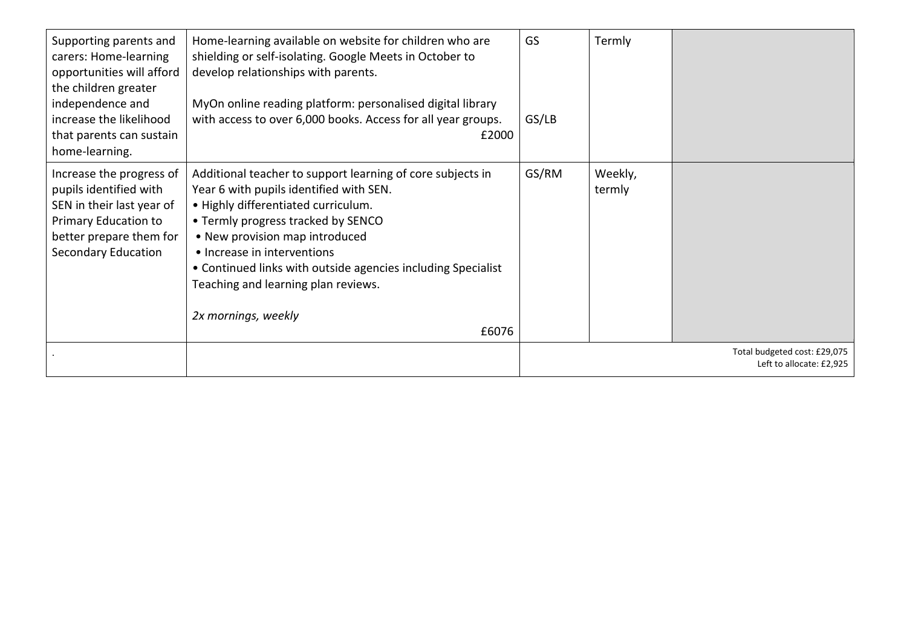| | | | | |
|---|---|---|---|---|
| Supporting parents and carers: Home-learning opportunities will afford the children greater independence and increase the likelihood that parents can sustain home-learning. | Home-learning available on website for children who are shielding or self-isolating. Google Meets in October to develop relationships with parents.<br><br>MyOn online reading platform: personalised digital library with access to over 6,000 books. Access for all year groups. £2000 | GS<br><br>GS/LB | Termly | |
| Increase the progress of pupils identified with SEN in their last year of Primary Education to better prepare them for Secondary Education | Additional teacher to support learning of core subjects in Year 6 with pupils identified with SEN.<br>• Highly differentiated curriculum.<br>• Termly progress tracked by SENCO<br>• New provision map introduced<br>• Increase in interventions<br>• Continued links with outside agencies including Specialist Teaching and learning plan reviews.<br><br>*2x mornings, weekly*<br>£6076 | GS/RM | Weekly, termly | |
| . | | Total budgeted cost: £29,075<br>Left to allocate: £2,925 | | |